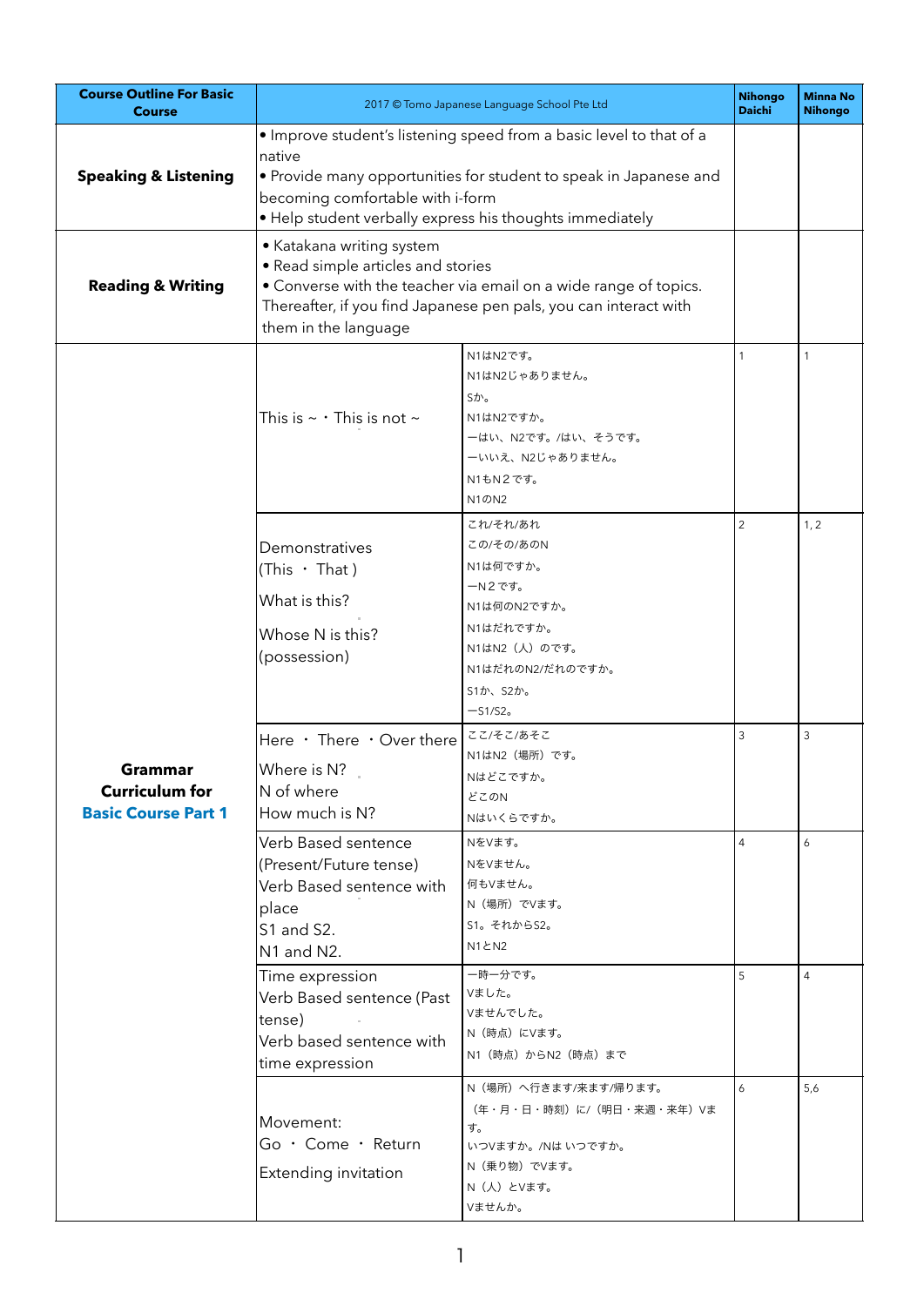| Course Outline For Basic Course | 2017 © Tomo Japanese Language School Pte Ltd | | Nihongo Daichi | Minna No Nihongo |
|---|---|---|---|---|
| **Speaking & Listening** | • Improve student's listening speed from a basic level to that of a native<br>• Provide many opportunities for student to speak in Japanese and becoming comfortable with i-form<br>• Help student verbally express his thoughts immediately | | | |
| **Reading & Writing** | • Katakana writing system<br>• Read simple articles and stories<br>• Converse with the teacher via email on a wide range of topics. Thereafter, if you find Japanese pen pals, you can interact with them in the language | | | |
| **Grammar Curriculum for Basic Course Part 1** | This is ~ ・This is not ~ | N1はN2です。<br>N1はN2じゃありません。<br>Sか。<br>N1はN2ですか。<br>ーはい、N2です。/はい、そうです。<br>ーいいえ、N2じゃありません。<br>N1もN２です。<br>N1のN2 | 1 | 1 |
| | Demonstratives<br>(This ・ That )<br>What is this?<br>Whose N is this?<br>(possession) | これ/それ/あれ<br>この/その/あのN<br>N1は何ですか。<br>ーN２です。<br>N1は何のN2ですか。<br>N1はだれですか。<br>N1はN2（人）のです。<br>N1はだれのN2/だれのですか。<br>S1か、S2か。<br>ーS1/S2。 | 2 | 1, 2 |
| | Here ・ There ・Over there<br>Where is N?<br>N of where<br>How much is N? | ここ/そこ/あそこ<br>N1はN2（場所）です。<br>Nはどこですか。<br>どこのN<br>Nはいくらですか。 | 3 | 3 |
| | Verb Based sentence (Present/Future tense)<br>Verb Based sentence with place<br>S1 and S2.<br>N1 and N2. | NをVます。<br>NをVません。<br>何もVません。<br>N（場所）でVます。<br>S1。それからS2。<br>N1とN2 | 4 | 6 |
| | Time expression<br>Verb Based sentence (Past tense)<br>Verb based sentence with time expression | ー時ー分です。<br>Vました。<br>Vませんでした。<br>N（時点）にVます。<br>N1（時点）からN2（時点）まで | 5 | 4 |
| | Movement:<br>Go ・ Come ・ Return<br>Extending invitation | N（場所）へ行きます/来ます/帰ります。<br>（年・月・日・時刻）に/（明日・来週・来年）Vます。<br>いつVますか。/Nは いつですか。<br>N（乗り物）でVます。<br>N（人）とVます。<br>Vませんか。 | 6 | 5,6 |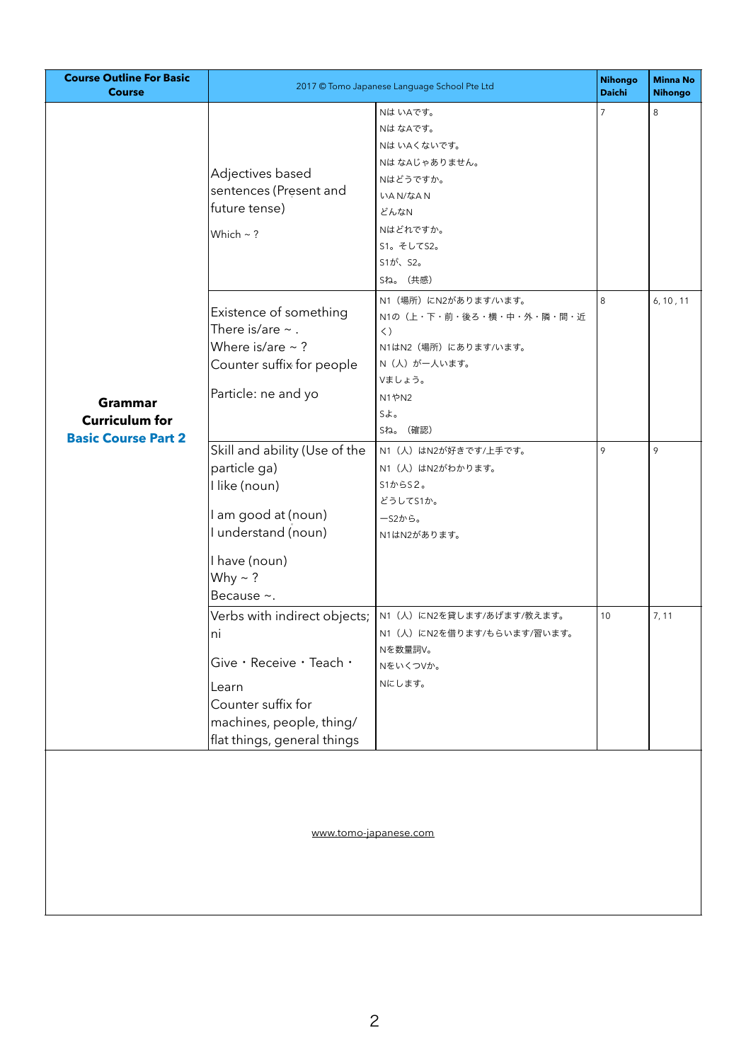| Course Outline For Basic Course | 2017 © Tomo Japanese Language School Pte Ltd | | Nihongo Daichi | Minna No Nihongo |
|---|---|---|---|---|
| **Grammar Curriculum for Basic Course Part 2** | Adjectives based sentences (Present and future tense)<br>Which ~ ? | Nは いAです。<br>Nは なAです。<br>Nは いAくないです。<br>Nは なAじゃありません。<br>Nはどうですか。<br>いA N/なA N<br>どんなN<br>Nはどれですか。<br>S1。そしてS2。<br>S1が、S2。<br>Sね。（共感） | 7 | 8 |
| | Existence of something<br>There is/are ~ .<br>Where is/are ~ ?<br>Counter suffix for people<br>Particle: ne and yo | N1（場所）にN2があります/います。<br>N1の（上・下・前・後ろ・横・中・外・隣・間・近く）<br>N1はN2（場所）にあります/います。<br>N（人）が一人います。<br>Vましょう。<br>N1やN2<br>Sよ。<br>Sね。（確認） | 8 | 6, 10 , 11 |
| | Skill and ability (Use of the particle ga)<br>I like (noun)<br>I am good at (noun)<br>I understand (noun)<br>I have (noun)<br>Why ~ ?<br>Because ~. | N1（人）はN2が好きです/上手です。<br>N1（人）はN2がわかります。<br>S1からS２。<br>どうしてS1か。<br>ーS2から。<br>N1はN2があります。 | 9 | 9 |
| | Verbs with indirect objects; ni<br>Give・Receive・Teach・Learn<br>Counter suffix for machines, people, thing/flat things, general things | N1（人）にN2を貸します/あげます/教えます。<br>N1（人）にN2を借ります/もらいます/習います。<br>Nを数量詞V。<br>NをいくつVか。<br>Nにします。 | 10 | 7, 11 |

www.tomo-japanese.com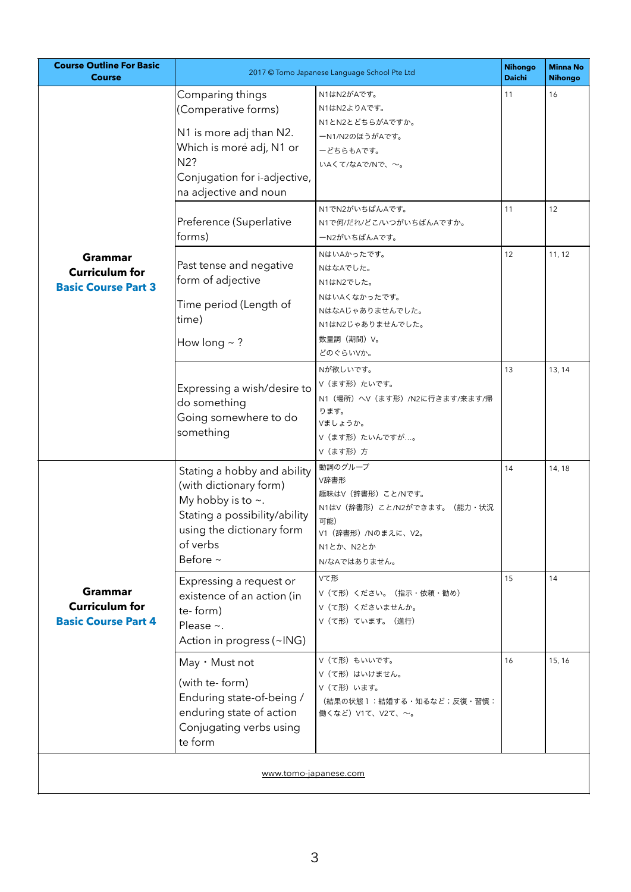| Course Outline For Basic Course | 2017 © Tomo Japanese Language School Pte Ltd | | Nihongo Daichi | Minna No Nihongo |
|---|---|---|---|---|
| **Grammar Curriculum for Basic Course Part 3** | Comparing things (Comperative forms)<br><br>N1 is more adj than N2.<br>Which is more adj, N1 or N2?<br>Conjugation for i-adjective, na adjective and noun | N1はN2がAです。<br>N1はN2よりAです。<br>N1とN2とどちらがAですか。<br>ーN1/N2のほうがAです。<br>ーどちらもAです。<br>いAくて/なAで/Nで、〜。 | 11 | 16 |
| | Preference (Superlative forms) | N1でN2がいちばんAです。<br>N1で何/だれ/どこ/いつがいちばんAですか。<br>ーN2がいちばんAです。 | 11 | 12 |
| | Past tense and negative form of adjective<br><br>Time period (Length of time)<br><br>How long ~ ? | NはいAかったです。<br>NはなAでした。<br>N1はN2でした。<br>NはいAくなかったです。<br>NはなAじゃありませんでした。<br>N1はN2じゃありませんでした。<br>数量詞（期間）V。<br>どのぐらいVか。 | 12 | 11, 12 |
| | Expressing a wish/desire to do something<br>Going somewhere to do something | Nが欲しいです。<br>V（ます形）たいです。<br>N1（場所）へV（ます形）/N2に行きます/来ます/帰ります。<br>Vましょうか。<br>V（ます形）たいんですが…。<br>V（ます形）方 | 13 | 13, 14 |
| **Grammar Curriculum for Basic Course Part 4** | Stating a hobby and ability (with dictionary form)<br>My hobby is to ~.<br>Stating a possibility/ability using the dictionary form of verbs<br>Before ~ | 動詞のグループ<br>V辞書形<br>趣味はV（辞書形）こと/Nです。<br>N1はV（辞書形）こと/N2ができます。（能力・状況可能）<br>V1（辞書形）/Nのまえに、V2。<br>N1とか、N2とか<br>N/なAではありません。 | 14 | 14, 18 |
| | Expressing a request or existence of an action (in te- form)<br>Please ~.<br>Action in progress (~ING) | Vて形<br>V（て形）ください。（指示・依頼・勧め）<br>V（て形）くださいませんか。<br>V（て形）ています。（進行） | 15 | 14 |
| | May・Must not<br>(with te- form)<br>Enduring state-of-being / enduring state of action<br>Conjugating verbs using te form | V（て形）もいいです。<br>V（て形）はいけません。<br>V（て形）います。<br>（結果の状態１：結婚する・知るなど；反復・習慣：働くなど）V1て、V2て、〜。 | 16 | 15, 16 |

www.tomo-japanese.com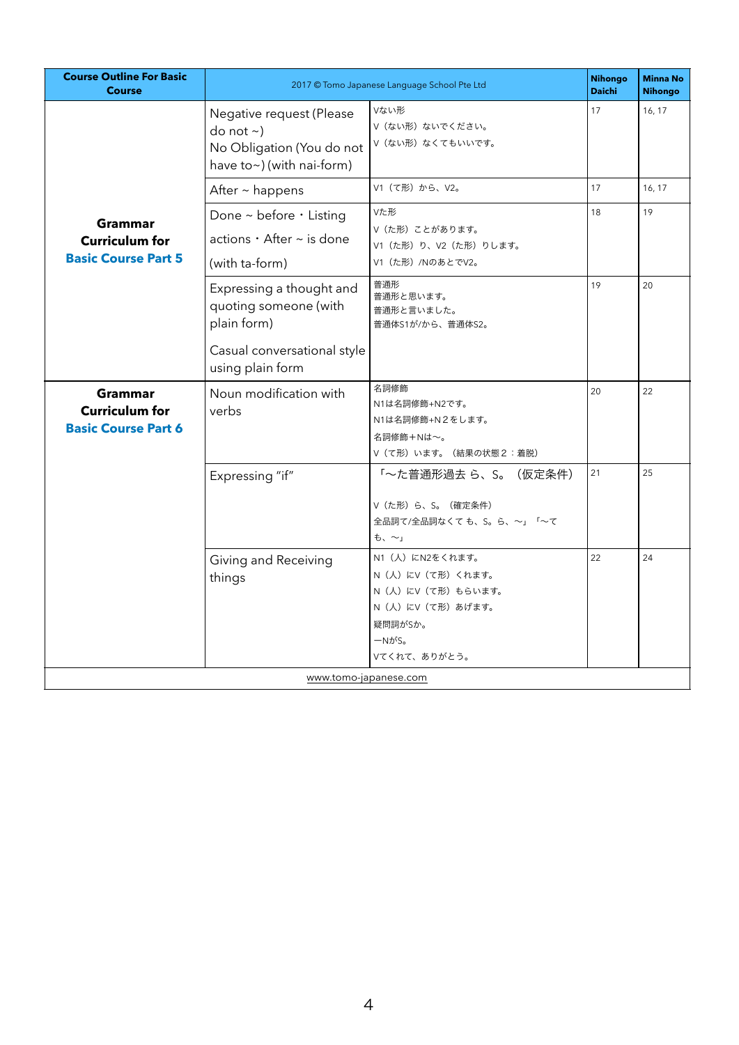| Course Outline For Basic Course | 2017 © Tomo Japanese Language School Pte Ltd | | Nihongo Daichi | Minna No Nihongo |
|---|---|---|---|---|
| **Grammar Curriculum for Basic Course Part 5** | Negative request (Please do not ~)<br>No Obligation (You do not have to~) (with nai-form) | Vない形<br>V（ない形）ないでください。<br>V（ない形）なくてもいいです。 | 17 | 16, 17 |
| | After ~ happens | V1（て形）から、V2。 | 17 | 16, 17 |
| | Done ~ before・Listing actions・After ~ is done (with ta-form) | Vた形<br>V（た形）ことがあります。<br>V1（た形）り、V2（た形）りします。<br>V1（た形）/NのあとでV2。 | 18 | 19 |
| | Expressing a thought and quoting someone (with plain form)<br>Casual conversational style using plain form | 普通形<br>普通形と思います。<br>普通形と言いました。<br>普通体S1が/から、普通体S2。 | 19 | 20 |
| **Grammar Curriculum for Basic Course Part 6** | Noun modification with verbs | 名詞修飾<br>N1は名詞修飾+N2です。<br>N1は名詞修飾+N２をします。<br>名詞修飾＋Nは～。<br>V（て形）います。（結果の状態２：着脱） | 20 | 22 |
| | Expressing "if" | 「～た普通形過去 ら、S。（仮定条件）<br>V（た形）ら、S。（確定条件）<br>全品詞て/全品詞なくて も、S。ら、～」「～て も、～」 | 21 | 25 |
| | Giving and Receiving things | N1（人）にN2をくれます。<br>N（人）にV（て形）くれます。<br>N（人）にV（て形）もらいます。<br>N（人）にV（て形）あげます。<br>疑問詞がSか。<br>ーNがS。<br>Vてくれて、ありがとう。 | 22 | 24 |

www.tomo-japanese.com